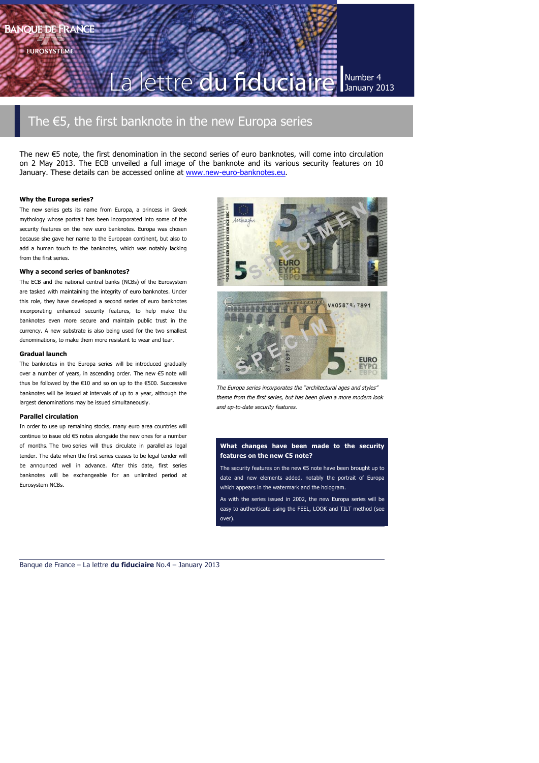# La lettre du fiduciaire

Number 4
January 2013

## The €5, the first banknote in the new Europa series

The new €5 note, the first denomination in the second series of euro banknotes, will come into circulation on 2 May 2013. The ECB unveiled a full image of the banknote and its various security features on 10 January. These details can be accessed online at www.new-euro-banknotes.eu.

### Why the Europa series?

The new series gets its name from Europa, a princess in Greek mythology whose portrait has been incorporated into some of the security features on the new euro banknotes. Europa was chosen because she gave her name to the European continent, but also to add a human touch to the banknotes, which was notably lacking from the first series.

### Why a second series of banknotes?

The ECB and the national central banks (NCBs) of the Eurosystem are tasked with maintaining the integrity of euro banknotes. Under this role, they have developed a second series of euro banknotes incorporating enhanced security features, to help make the banknotes even more secure and maintain public trust in the currency. A new substrate is also being used for the two smallest denominations, to make them more resistant to wear and tear.

### Gradual launch

The banknotes in the Europa series will be introduced gradually over a number of years, in ascending order. The new €5 note will thus be followed by the €10 and so on up to the €500. Successive banknotes will be issued at intervals of up to a year, although the largest denominations may be issued simultaneously.

### Parallel circulation

In order to use up remaining stocks, many euro area countries will continue to issue old €5 notes alongside the new ones for a number of months. The two series will thus circulate in parallel as legal tender. The date when the first series ceases to be legal tender will be announced well in advance. After this date, first series banknotes will be exchangeable for an unlimited period at Eurosystem NCBs.

*The Europa series incorporates the "architectural ages and styles" theme from the first series, but has been given a more modern look and up-to-date security features.*

**What changes have been made to the security features on the new €5 note?**

The security features on the new €5 note have been brought up to date and new elements added, notably the portrait of Europa which appears in the watermark and the hologram.

As with the series issued in 2002, the new Europa series will be easy to authenticate using the FEEL, LOOK and TILT method (see over).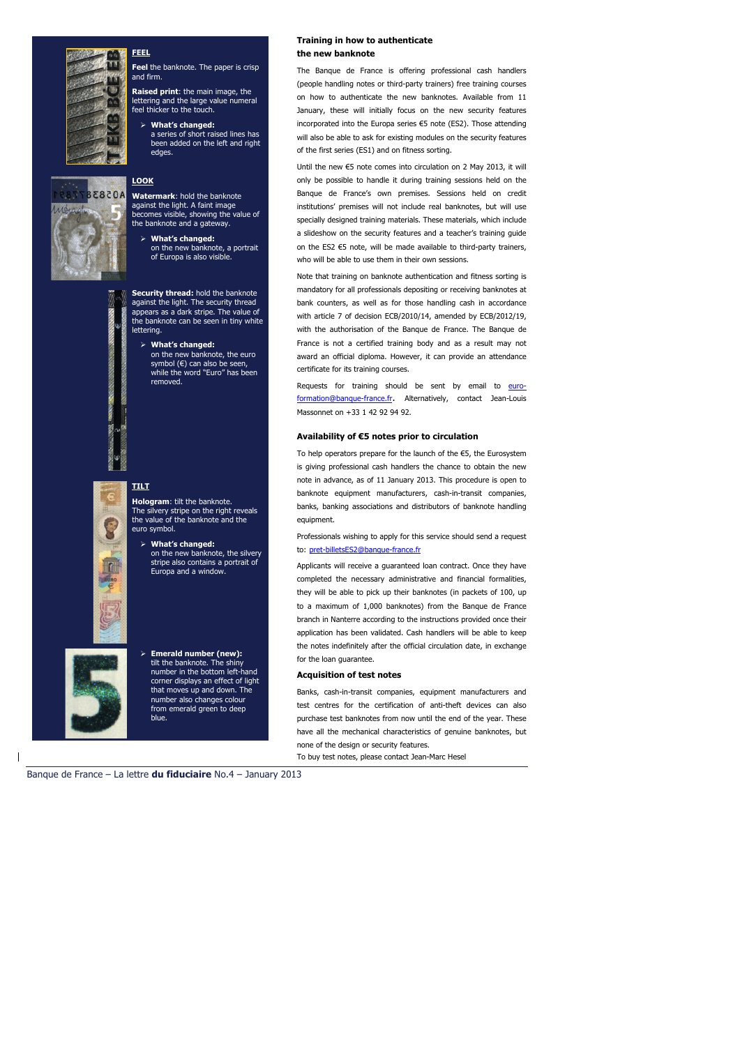### FEEL

**Feel** the banknote. The paper is crisp and firm.

**Raised print**: the main image, the lettering and the large value numeral feel thicker to the touch.

- **What's changed:** a series of short raised lines has been added on the left and right edges.

### LOOK

**Watermark**: hold the banknote against the light. A faint image becomes visible, showing the value of the banknote and a gateway.

- **What's changed:** on the new banknote, a portrait of Europa is also visible.

**Security thread:** hold the banknote against the light. The security thread appears as a dark stripe. The value of the banknote can be seen in tiny white lettering.

- **What's changed:** on the new banknote, the euro symbol (€) can also be seen, while the word "Euro" has been removed.

### TILT

**Hologram**: tilt the banknote. The silvery stripe on the right reveals the value of the banknote and the euro symbol.

- **What's changed:** on the new banknote, the silvery stripe also contains a portrait of Europa and a window.

- **Emerald number (new):** tilt the banknote. The shiny number in the bottom left-hand corner displays an effect of light that moves up and down. The number also changes colour from emerald green to deep blue.

### Training in how to authenticate the new banknote

The Banque de France is offering professional cash handlers (people handling notes or third-party trainers) free training courses on how to authenticate the new banknotes. Available from 11 January, these will initially focus on the new security features incorporated into the Europa series €5 note (ES2). Those attending will also be able to ask for existing modules on the security features of the first series (ES1) and on fitness sorting.

Until the new €5 note comes into circulation on 2 May 2013, it will only be possible to handle it during training sessions held on the Banque de France's own premises. Sessions held on credit institutions' premises will not include real banknotes, but will use specially designed training materials. These materials, which include a slideshow on the security features and a teacher's training guide on the ES2 €5 note, will be made available to third-party trainers, who will be able to use them in their own sessions.

Note that training on banknote authentication and fitness sorting is mandatory for all professionals depositing or receiving banknotes at bank counters, as well as for those handling cash in accordance with article 7 of decision ECB/2010/14, amended by ECB/2012/19, with the authorisation of the Banque de France. The Banque de France is not a certified training body and as a result may not award an official diploma. However, it can provide an attendance certificate for its training courses.

Requests for training should be sent by email to euro-formation@banque-france.fr. Alternatively, contact Jean-Louis Massonnet on +33 1 42 92 94 92.

### Availability of €5 notes prior to circulation

To help operators prepare for the launch of the €5, the Eurosystem is giving professional cash handlers the chance to obtain the new note in advance, as of 11 January 2013. This procedure is open to banknote equipment manufacturers, cash-in-transit companies, banks, banking associations and distributors of banknote handling equipment.

Professionals wishing to apply for this service should send a request to: pret-billetsES2@banque-france.fr

Applicants will receive a guaranteed loan contract. Once they have completed the necessary administrative and financial formalities, they will be able to pick up their banknotes (in packets of 100, up to a maximum of 1,000 banknotes) from the Banque de France branch in Nanterre according to the instructions provided once their application has been validated. Cash handlers will be able to keep the notes indefinitely after the official circulation date, in exchange for the loan guarantee.

### Acquisition of test notes

Banks, cash-in-transit companies, equipment manufacturers and test centres for the certification of anti-theft devices can also purchase test banknotes from now until the end of the year. These have all the mechanical characteristics of genuine banknotes, but none of the design or security features.

To buy test notes, please contact Jean-Marc Hesel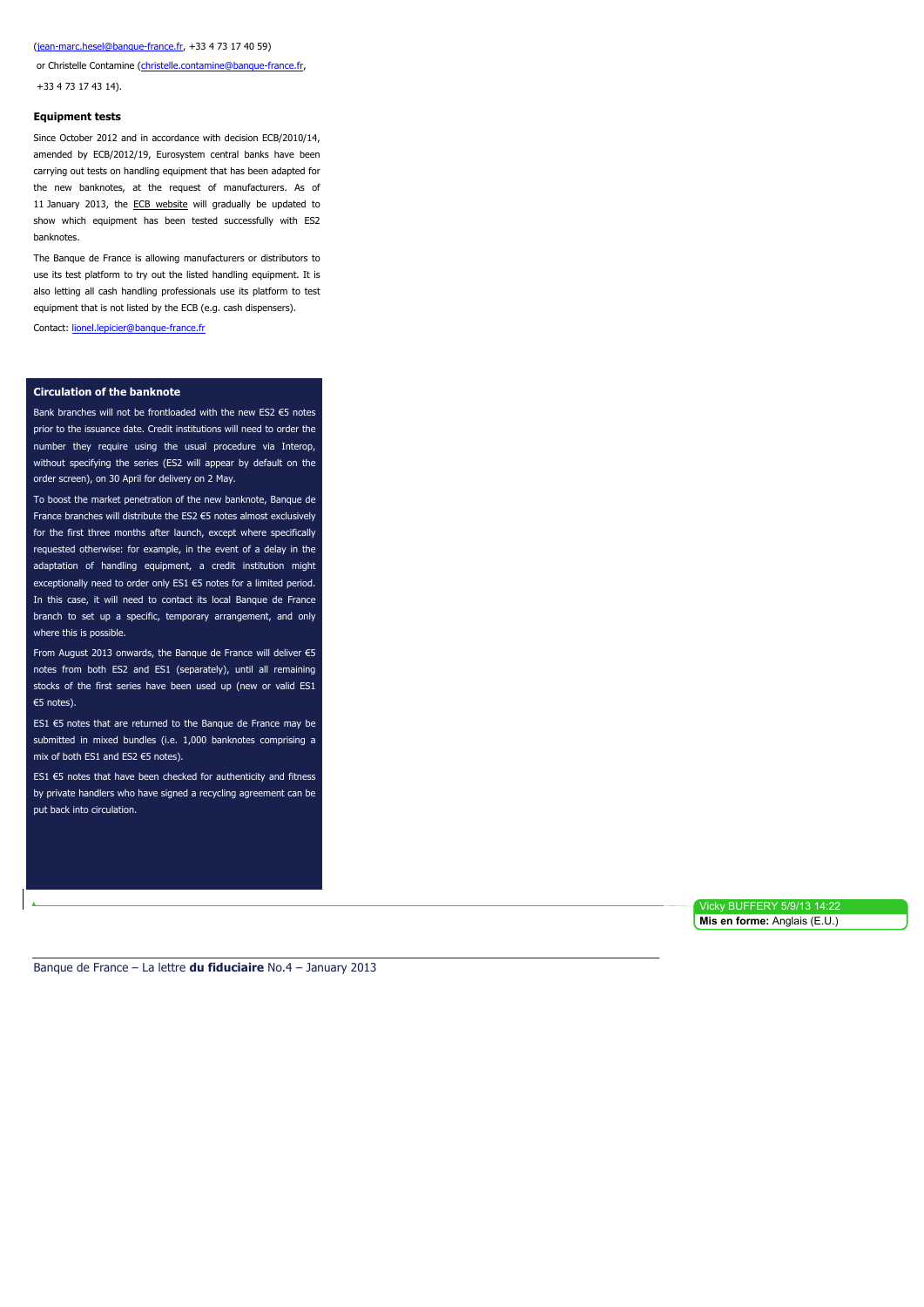(jean-marc.hesel@banque-france.fr, +33 4 73 17 40 59)

or Christelle Contamine (christelle.contamine@banque-france.fr, +33 4 73 17 43 14).

**Equipment tests**

Since October 2012 and in accordance with decision ECB/2010/14, amended by ECB/2012/19, Eurosystem central banks have been carrying out tests on handling equipment that has been adapted for the new banknotes, at the request of manufacturers. As of 11 January 2013, the ECB website will gradually be updated to show which equipment has been tested successfully with ES2 banknotes.

The Banque de France is allowing manufacturers or distributors to use its test platform to try out the listed handling equipment. It is also letting all cash handling professionals use its platform to test equipment that is not listed by the ECB (e.g. cash dispensers).

Contact: lionel.lepicier@banque-france.fr

**Circulation of the banknote**

Bank branches will not be frontloaded with the new ES2 €5 notes prior to the issuance date. Credit institutions will need to order the number they require using the usual procedure via Interop, without specifying the series (ES2 will appear by default on the order screen), on 30 April for delivery on 2 May.

To boost the market penetration of the new banknote, Banque de France branches will distribute the ES2 €5 notes almost exclusively for the first three months after launch, except where specifically requested otherwise: for example, in the event of a delay in the adaptation of handling equipment, a credit institution might exceptionally need to order only ES1 €5 notes for a limited period. In this case, it will need to contact its local Banque de France branch to set up a specific, temporary arrangement, and only where this is possible.

From August 2013 onwards, the Banque de France will deliver €5 notes from both ES2 and ES1 (separately), until all remaining stocks of the first series have been used up (new or valid ES1 €5 notes).

ES1 €5 notes that are returned to the Banque de France may be submitted in mixed bundles (i.e. 1,000 banknotes comprising a mix of both ES1 and ES2 €5 notes).

ES1 €5 notes that have been checked for authenticity and fitness by private handlers who have signed a recycling agreement can be put back into circulation.

Vicky BUFFERY 5/9/13 14:22
**Mis en forme:** Anglais (E.U.)